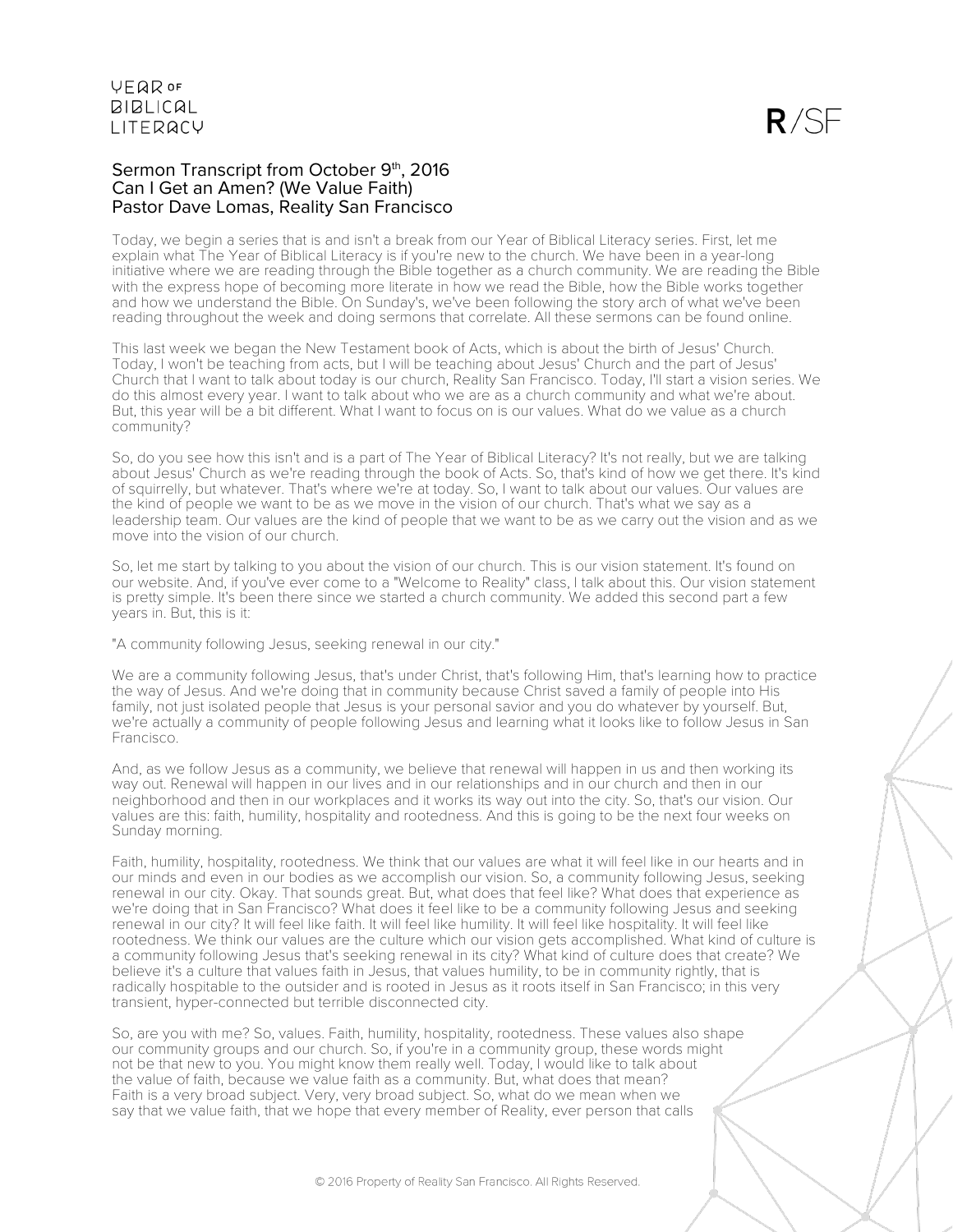# Sermon Transcript from October 9th, 2016
## Can I Get an Amen? (We Value Faith)
## Pastor Dave Lomas, Reality San Francisco

Today, we begin a series that is and isn't a break from our Year of Biblical Literacy series. First, let me explain what The Year of Biblical Literacy is if you're new to the church. We have been in a year-long initiative where we are reading through the Bible together as a church community. We are reading the Bible with the express hope of becoming more literate in how we read the Bible, how the Bible works together and how we understand the Bible. On Sunday's, we've been following the story arch of what we've been reading throughout the week and doing sermons that correlate. All these sermons can be found online.

This last week we began the New Testament book of Acts, which is about the birth of Jesus' Church. Today, I won't be teaching from acts, but I will be teaching about Jesus' Church and the part of Jesus' Church that I want to talk about today is our church, Reality San Francisco. Today, I'll start a vision series. We do this almost every year. I want to talk about who we are as a church community and what we're about. But, this year will be a bit different. What I want to focus on is our values. What do we value as a church community?

So, do you see how this isn't and is a part of The Year of Biblical Literacy? It's not really, but we are talking about Jesus' Church as we're reading through the book of Acts. So, that's kind of how we get there. It's kind of squirrelly, but whatever. That's where we're at today. So, I want to talk about our values. Our values are the kind of people we want to be as we move in the vision of our church. That's what we say as a leadership team. Our values are the kind of people that we want to be as we carry out the vision and as we move into the vision of our church.

So, let me start by talking to you about the vision of our church. This is our vision statement. It's found on our website. And, if you've ever come to a "Welcome to Reality" class, I talk about this. Our vision statement is pretty simple. It's been there since we started a church community. We added this second part a few years in. But, this is it:

"A community following Jesus, seeking renewal in our city."

We are a community following Jesus, that's under Christ, that's following Him, that's learning how to practice the way of Jesus. And we're doing that in community because Christ saved a family of people into His family, not just isolated people that Jesus is your personal savior and you do whatever by yourself. But, we're actually a community of people following Jesus and learning what it looks like to follow Jesus in San Francisco.

And, as we follow Jesus as a community, we believe that renewal will happen in us and then working its way out. Renewal will happen in our lives and in our relationships and in our church and then in our neighborhood and then in our workplaces and it works its way out into the city. So, that's our vision. Our values are this: faith, humility, hospitality and rootedness. And this is going to be the next four weeks on Sunday morning.

Faith, humility, hospitality, rootedness. We think that our values are what it will feel like in our hearts and in our minds and even in our bodies as we accomplish our vision. So, a community following Jesus, seeking renewal in our city. Okay. That sounds great. But, what does that feel like? What does that experience as we're doing that in San Francisco? What does it feel like to be a community following Jesus and seeking renewal in our city? It will feel like faith. It will feel like humility. It will feel like hospitality. It will feel like rootedness. We think our values are the culture which our vision gets accomplished. What kind of culture is a community following Jesus that's seeking renewal in its city? What kind of culture does that create? We believe it's a culture that values faith in Jesus, that values humility, to be in community rightly, that is radically hospitable to the outsider and is rooted in Jesus as it roots itself in San Francisco; in this very transient, hyper-connected but terrible disconnected city.

So, are you with me? So, values. Faith, humility, hospitality, rootedness. These values also shape our community groups and our church. So, if you're in a community group, these words might not be that new to you. You might know them really well. Today, I would like to talk about the value of faith, because we value faith as a community. But, what does that mean? Faith is a very broad subject. Very, very broad subject. So, what do we mean when we say that we value faith, that we hope that every member of Reality, ever person that calls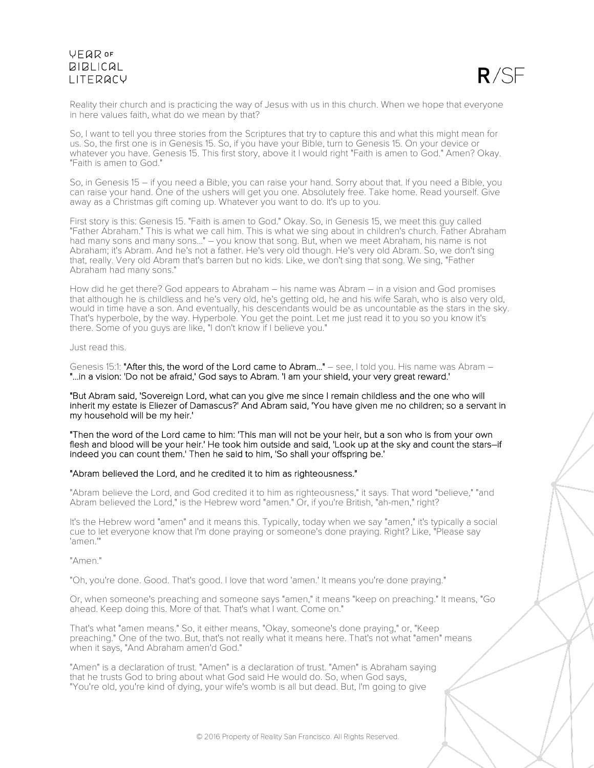Reality their church and is practicing the way of Jesus with us in this church. When we hope that everyone in here values faith, what do we mean by that?

So, I want to tell you three stories from the Scriptures that try to capture this and what this might mean for us. So, the first one is in Genesis 15. So, if you have your Bible, turn to Genesis 15. On your device or whatever you have. Genesis 15. This first story, above it I would right "Faith is amen to God." Amen? Okay. "Faith is amen to God."

So, in Genesis 15 – if you need a Bible, you can raise your hand. Sorry about that. If you need a Bible, you can raise your hand. One of the ushers will get you one. Absolutely free. Take home. Read yourself. Give away as a Christmas gift coming up. Whatever you want to do. It's up to you.

First story is this: Genesis 15. "Faith is amen to God." Okay. So, in Genesis 15, we meet this guy called "Father Abraham." This is what we call him. This is what we sing about in children's church. Father Abraham had many sons and many sons..." – you know that song. But, when we meet Abraham, his name is not Abraham; it's Abram. And he's not a father. He's very old though. He's very old Abram. So, we don't sing that, really. Very old Abram that's barren but no kids. Like, we don't sing that song. We sing, "Father Abraham had many sons."

How did he get there? God appears to Abraham – his name was Abram – in a vision and God promises that although he is childless and he's very old, he's getting old, he and his wife Sarah, who is also very old, would in time have a son. And eventually, his descendants would be as uncountable as the stars in the sky. That's hyperbole, by the way. Hyperbole. You get the point. Let me just read it to you so you know it's there. Some of you guys are like, "I don't know if I believe you."

Just read this.

Genesis 15:1: **"After this, the word of the Lord came to Abram..."** – see, I told you. His name was Abram – **"...in a vision: 'Do not be afraid,' God says to Abram. 'I am your shield, your very great reward.'**

**"But Abram said, 'Sovereign Lord, what can you give me since I remain childless and the one who will inherit my estate is Eliezer of Damascus?' And Abram said, 'You have given me no children; so a servant in my household will be my heir.'**

**"Then the word of the Lord came to him: 'This man will not be your heir, but a son who is from your own flesh and blood will be your heir.' He took him outside and said, 'Look up at the sky and count the stars–if indeed you can count them.' Then he said to him, 'So shall your offspring be.'**

**"Abram believed the Lord, and he credited it to him as righteousness."**

"Abram believe the Lord, and God credited it to him as righteousness," it says. That word "believe," "and Abram believed the Lord," is the Hebrew word "amen." Or, if you're British, "ah-men," right?

It's the Hebrew word "amen" and it means this. Typically, today when we say "amen," it's typically a social cue to let everyone know that I'm done praying or someone's done praying. Right? Like, "Please say 'amen.'"

"Amen."

"Oh, you're done. Good. That's good. I love that word 'amen.' It means you're done praying."

Or, when someone's preaching and someone says "amen," it means "keep on preaching." It means, "Go ahead. Keep doing this. More of that. That's what I want. Come on."

That's what "amen means." So, it either means, "Okay, someone's done praying," or, "Keep preaching." One of the two. But, that's not really what it means here. That's not what "amen" means when it says, "And Abraham amen'd God."

"Amen" is a declaration of trust. "Amen" is a declaration of trust. "Amen" is Abraham saying that he trusts God to bring about what God said He would do. So, when God says, "You're old, you're kind of dying, your wife's womb is all but dead. But, I'm going to give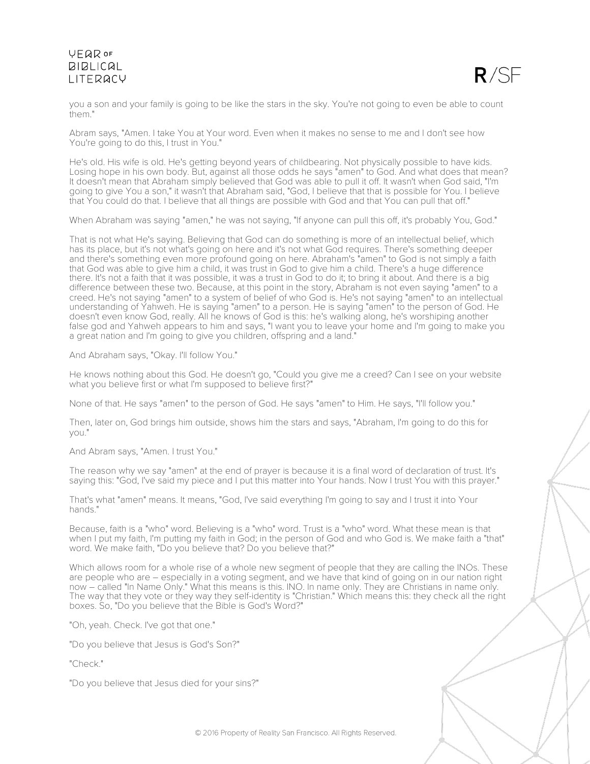you a son and your family is going to be like the stars in the sky. You're not going to even be able to count them."

Abram says, "Amen. I take You at Your word. Even when it makes no sense to me and I don't see how You're going to do this, I trust in You."

He's old. His wife is old. He's getting beyond years of childbearing. Not physically possible to have kids. Losing hope in his own body. But, against all those odds he says "amen" to God. And what does that mean? It doesn't mean that Abraham simply believed that God was able to pull it off. It wasn't when God said, "I'm going to give You a son," it wasn't that Abraham said, "God, I believe that that is possible for You. I believe that You could do that. I believe that all things are possible with God and that You can pull that off."

When Abraham was saying "amen," he was not saying, "If anyone can pull this off, it's probably You, God."

That is not what He's saying. Believing that God can do something is more of an intellectual belief, which has its place, but it's not what's going on here and it's not what God requires. There's something deeper and there's something even more profound going on here. Abraham's "amen" to God is not simply a faith that God was able to give him a child, it was trust in God to give him a child. There's a huge difference there. It's not a faith that it was possible, it was a trust in God to do it; to bring it about. And there is a big difference between these two. Because, at this point in the story, Abraham is not even saying "amen" to a creed. He's not saying "amen" to a system of belief of who God is. He's not saying "amen" to an intellectual understanding of Yahweh. He is saying "amen" to a person. He is saying "amen" to the person of God. He doesn't even know God, really. All he knows of God is this: he's walking along, he's worshiping another false god and Yahweh appears to him and says, "I want you to leave your home and I'm going to make you a great nation and I'm going to give you children, offspring and a land."

And Abraham says, "Okay. I'll follow You."

He knows nothing about this God. He doesn't go, "Could you give me a creed? Can I see on your website what you believe first or what I'm supposed to believe first?"

None of that. He says "amen" to the person of God. He says "amen" to Him. He says, "I'll follow you."

Then, later on, God brings him outside, shows him the stars and says, "Abraham, I'm going to do this for you."

And Abram says, "Amen. I trust You."

The reason why we say "amen" at the end of prayer is because it is a final word of declaration of trust. It's saying this: "God, I've said my piece and I put this matter into Your hands. Now I trust You with this prayer."

That's what "amen" means. It means, "God, I've said everything I'm going to say and I trust it into Your hands."

Because, faith is a "who" word. Believing is a "who" word. Trust is a "who" word. What these mean is that when I put my faith, I'm putting my faith in God; in the person of God and who God is. We make faith a "that" word. We make faith, "Do you believe that? Do you believe that?"

Which allows room for a whole rise of a whole new segment of people that they are calling the INOs. These are people who are – especially in a voting segment, and we have that kind of going on in our nation right now – called "In Name Only." What this means is this. INO. In name only. They are Christians in name only. The way that they vote or they way they self-identity is "Christian." Which means this: they check all the right boxes. So, "Do you believe that the Bible is God's Word?"

"Oh, yeah. Check. I've got that one."

"Do you believe that Jesus is God's Son?"

"Check."

"Do you believe that Jesus died for your sins?"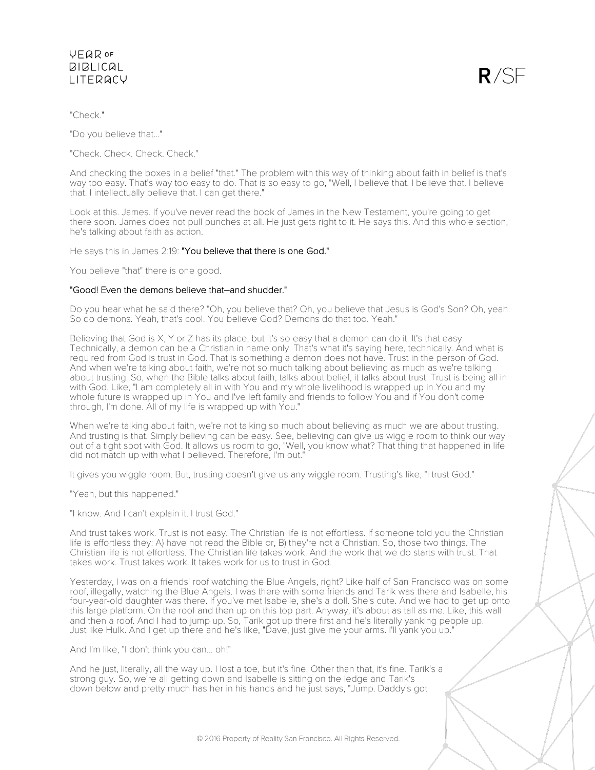"Check."

"Do you believe that..."

"Check. Check. Check. Check."

And checking the boxes in a belief "that." The problem with this way of thinking about faith in belief is that's way too easy. That's way too easy to do. That is so easy to go, "Well, I believe that. I believe that. I believe that. I intellectually believe that. I can get there."

Look at this. James. If you've never read the book of James in the New Testament, you're going to get there soon. James does not pull punches at all. He just gets right to it. He says this. And this whole section, he's talking about faith as action.

He says this in James 2:19: **"You believe that there is one God."**

You believe "that" there is one good.

**"Good! Even the demons believe that–and shudder."**

Do you hear what he said there? "Oh, you believe that? Oh, you believe that Jesus is God's Son? Oh, yeah. So do demons. Yeah, that's cool. You believe God? Demons do that too. Yeah."

Believing that God is X, Y or Z has its place, but it's so easy that a demon can do it. It's that easy. Technically, a demon can be a Christian in name only. That's what it's saying here, technically. And what is required from God is trust in God. That is something a demon does not have. Trust in the person of God. And when we're talking about faith, we're not so much talking about believing as much as we're talking about trusting. So, when the Bible talks about faith, talks about belief, it talks about trust. Trust is being all in with God. Like, "I am completely all in with You and my whole livelihood is wrapped up in You and my whole future is wrapped up in You and I've left family and friends to follow You and if You don't come through, I'm done. All of my life is wrapped up with You."

When we're talking about faith, we're not talking so much about believing as much we are about trusting. And trusting is that. Simply believing can be easy. See, believing can give us wiggle room to think our way out of a tight spot with God. It allows us room to go, "Well, you know what? That thing that happened in life did not match up with what I believed. Therefore, I'm out."

It gives you wiggle room. But, trusting doesn't give us any wiggle room. Trusting's like, "I trust God."

"Yeah, but this happened."

"I know. And I can't explain it. I trust God."

And trust takes work. Trust is not easy. The Christian life is not effortless. If someone told you the Christian life is effortless they: A) have not read the Bible or, B) they're not a Christian. So, those two things. The Christian life is not effortless. The Christian life takes work. And the work that we do starts with trust. That takes work. Trust takes work. It takes work for us to trust in God.

Yesterday, I was on a friends' roof watching the Blue Angels, right? Like half of San Francisco was on some roof, illegally, watching the Blue Angels. I was there with some friends and Tarik was there and Isabelle, his four-year-old daughter was there. If you've met Isabelle, she's a doll. She's cute. And we had to get up onto this large platform. On the roof and then up on this top part. Anyway, it's about as tall as me. Like, this wall and then a roof. And I had to jump up. So, Tarik got up there first and he's literally yanking people up. Just like Hulk. And I get up there and he's like, "Dave, just give me your arms. I'll yank you up."

And I'm like, "I don't think you can... oh!"

And he just, literally, all the way up. I lost a toe, but it's fine. Other than that, it's fine. Tarik's a strong guy. So, we're all getting down and Isabelle is sitting on the ledge and Tarik's down below and pretty much has her in his hands and he just says, "Jump. Daddy's got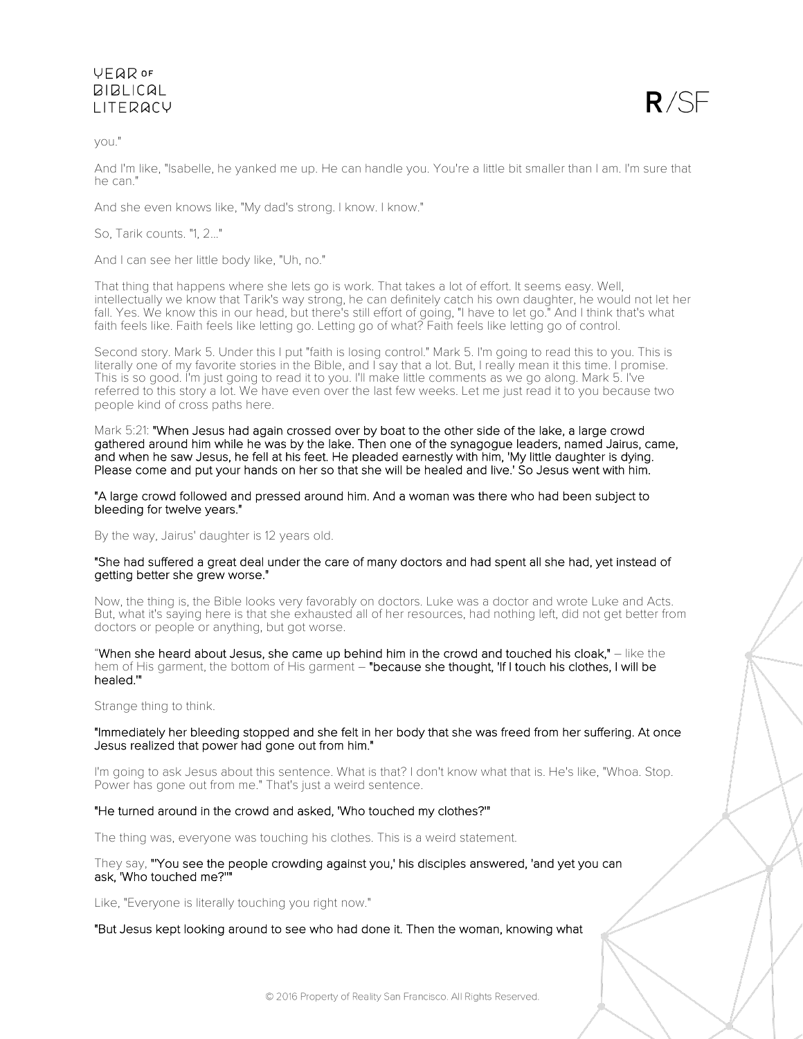you."

And I'm like, "Isabelle, he yanked me up. He can handle you. You're a little bit smaller than I am. I'm sure that he can."

And she even knows like, "My dad's strong. I know. I know."

So, Tarik counts. "1, 2..."

And I can see her little body like, "Uh, no."

That thing that happens where she lets go is work. That takes a lot of effort. It seems easy. Well, intellectually we know that Tarik's way strong, he can definitely catch his own daughter, he would not let her fall. Yes. We know this in our head, but there's still effort of going, "I have to let go." And I think that's what faith feels like. Faith feels like letting go. Letting go of what? Faith feels like letting go of control.

Second story. Mark 5. Under this I put "faith is losing control." Mark 5. I'm going to read this to you. This is literally one of my favorite stories in the Bible, and I say that a lot. But, I really mean it this time. I promise. This is so good. I'm just going to read it to you. I'll make little comments as we go along. Mark 5. I've referred to this story a lot. We have even over the last few weeks. Let me just read it to you because two people kind of cross paths here.

Mark 5:21: **"When Jesus had again crossed over by boat to the other side of the lake, a large crowd gathered around him while he was by the lake. Then one of the synagogue leaders, named Jairus, came, and when he saw Jesus, he fell at his feet. He pleaded earnestly with him, 'My little daughter is dying. Please come and put your hands on her so that she will be healed and live.' So Jesus went with him.**

**"A large crowd followed and pressed around him. And a woman was there who had been subject to bleeding for twelve years."**

By the way, Jairus' daughter is 12 years old.

**"She had suffered a great deal under the care of many doctors and had spent all she had, yet instead of getting better she grew worse."**

Now, the thing is, the Bible looks very favorably on doctors. Luke was a doctor and wrote Luke and Acts. But, what it's saying here is that she exhausted all of her resources, had nothing left, did not get better from doctors or people or anything, but got worse.

**"When she heard about Jesus, she came up behind him in the crowd and touched his cloak,"** – like the hem of His garment, the bottom of His garment – **"because she thought, 'If I touch his clothes, I will be healed.'"**

Strange thing to think.

**"Immediately her bleeding stopped and she felt in her body that she was freed from her suffering. At once Jesus realized that power had gone out from him."**

I'm going to ask Jesus about this sentence. What is that? I don't know what that is. He's like, "Whoa. Stop. Power has gone out from me." That's just a weird sentence.

**"He turned around in the crowd and asked, 'Who touched my clothes?'"**

The thing was, everyone was touching his clothes. This is a weird statement.

They say, **"'You see the people crowding against you,' his disciples answered, 'and yet you can ask, 'Who touched me?'"**

Like, "Everyone is literally touching you right now."

**"But Jesus kept looking around to see who had done it. Then the woman, knowing what**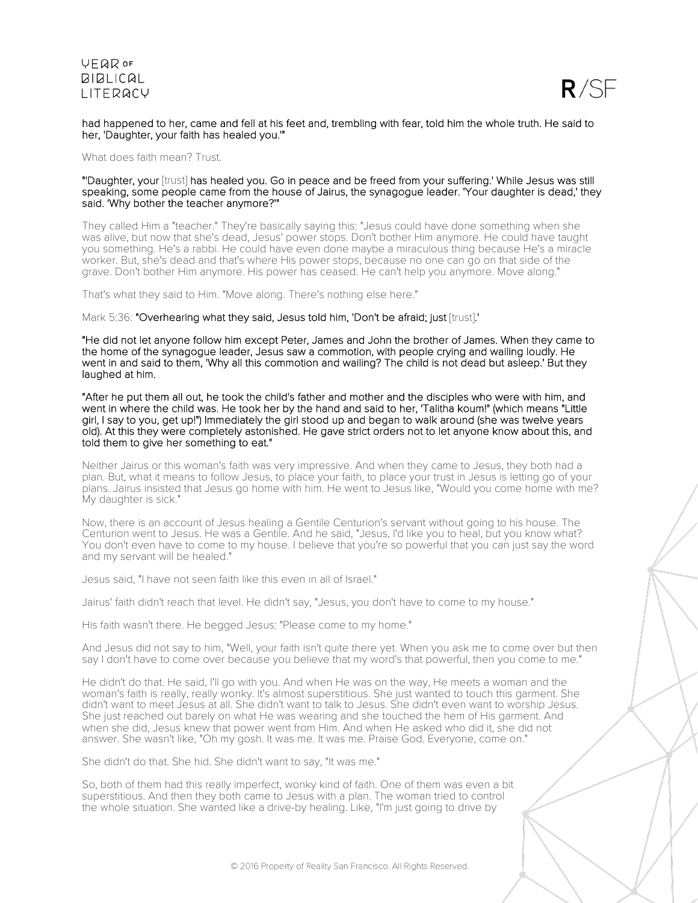**had happened to her, came and fell at his feet and, trembling with fear, told him the whole truth. He said to her, 'Daughter, your faith has healed you.'"**

What does faith mean? Trust.

**"'Daughter, your** [trust] **has healed you. Go in peace and be freed from your suffering.' While Jesus was still speaking, some people came from the house of Jairus, the synagogue leader. 'Your daughter is dead,' they said. 'Why bother the teacher anymore?'"**

They called Him a "teacher." They're basically saying this: "Jesus could have done something when she was alive, but now that she's dead, Jesus' power stops. Don't bother Him anymore. He could have taught you something. He's a rabbi. He could have even done maybe a miraculous thing because He's a miracle worker. But, she's dead and that's where His power stops, because no one can go on that side of the grave. Don't bother Him anymore. His power has ceased. He can't help you anymore. Move along."

That's what they said to Him. "Move along. There's nothing else here."

Mark 5:36: **"Overhearing what they said, Jesus told him, 'Don't be afraid; just** [trust]**.'**

**"He did not let anyone follow him except Peter, James and John the brother of James. When they came to the home of the synagogue leader, Jesus saw a commotion, with people crying and wailing loudly. He went in and said to them, 'Why all this commotion and wailing? The child is not dead but asleep.' But they laughed at him.**

**"After he put them all out, he took the child's father and mother and the disciples who were with him, and went in where the child was. He took her by the hand and said to her, 'Talitha koum!' (which means "Little girl, I say to you, get up!") Immediately the girl stood up and began to walk around (she was twelve years old). At this they were completely astonished. He gave strict orders not to let anyone know about this, and told them to give her something to eat."**

Neither Jairus or this woman's faith was very impressive. And when they came to Jesus, they both had a plan. But, what it means to follow Jesus, to place your faith, to place your trust in Jesus is letting go of your plans. Jairus insisted that Jesus go home with him. He went to Jesus like, "Would you come home with me? My daughter is sick."

Now, there is an account of Jesus healing a Gentile Centurion's servant without going to his house. The Centurion went to Jesus. He was a Gentile. And he said, "Jesus, I'd like you to heal, but you know what? You don't even have to come to my house. I believe that you're so powerful that you can just say the word and my servant will be healed."

Jesus said, "I have not seen faith like this even in all of Israel."

Jairus' faith didn't reach that level. He didn't say, "Jesus, you don't have to come to my house."

His faith wasn't there. He begged Jesus: "Please come to my home."

And Jesus did not say to him, "Well, your faith isn't quite there yet. When you ask me to come over but then say I don't have to come over because you believe that my word's that powerful, then you come to me."

He didn't do that. He said, I'll go with you. And when He was on the way, He meets a woman and the woman's faith is really, really wonky. It's almost superstitious. She just wanted to touch this garment. She didn't want to meet Jesus at all. She didn't want to talk to Jesus. She didn't even want to worship Jesus. She just reached out barely on what He was wearing and she touched the hem of His garment. And when she did, Jesus knew that power went from Him. And when He asked who did it, she did not answer. She wasn't like, "Oh my gosh. It was me. It was me. Praise God. Everyone, come on."

She didn't do that. She hid. She didn't want to say, "It was me."

So, both of them had this really imperfect, wonky kind of faith. One of them was even a bit superstitious. And then they both came to Jesus with a plan. The woman tried to control the whole situation. She wanted like a drive-by healing. Like, "I'm just going to drive by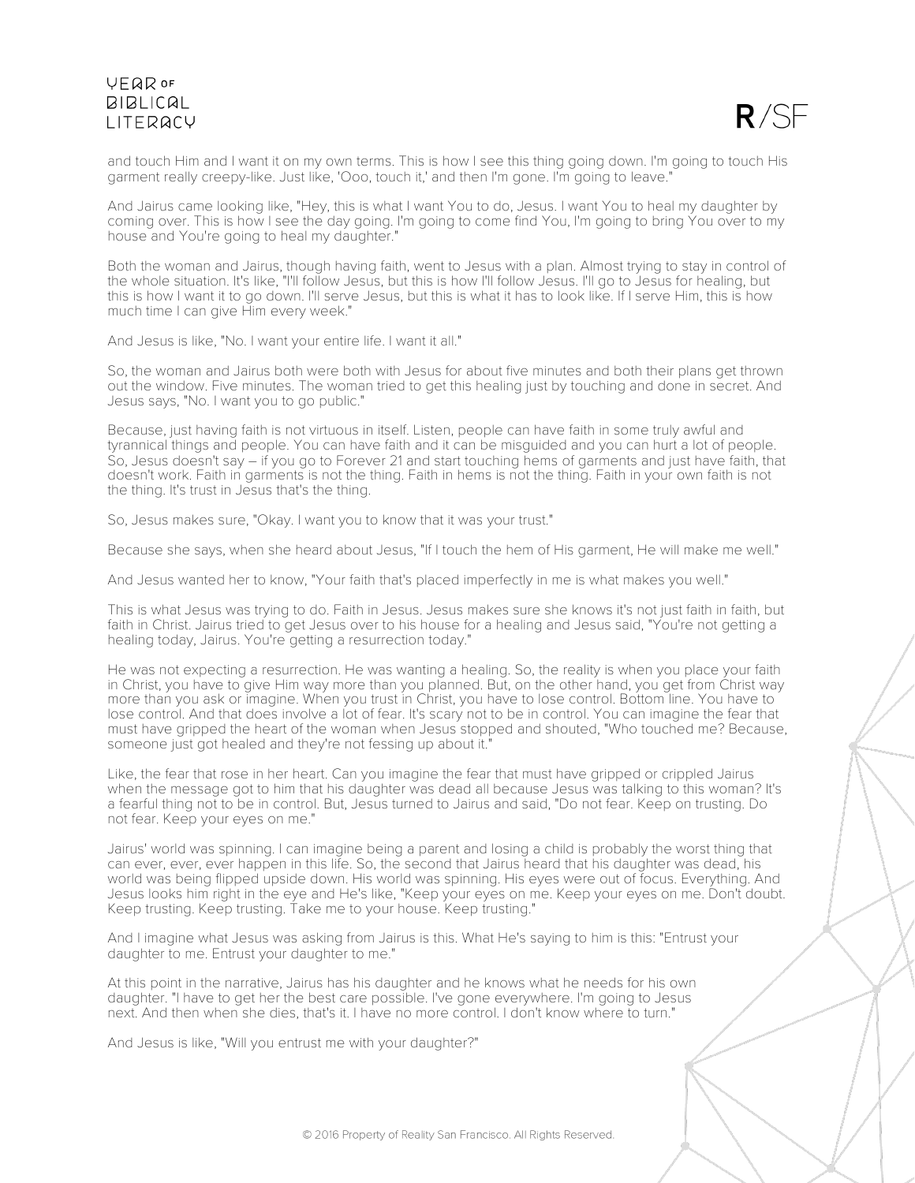and touch Him and I want it on my own terms. This is how I see this thing going down. I'm going to touch His garment really creepy-like. Just like, 'Ooo, touch it,' and then I'm gone. I'm going to leave."

And Jairus came looking like, "Hey, this is what I want You to do, Jesus. I want You to heal my daughter by coming over. This is how I see the day going. I'm going to come find You, I'm going to bring You over to my house and You're going to heal my daughter."

Both the woman and Jairus, though having faith, went to Jesus with a plan. Almost trying to stay in control of the whole situation. It's like, "I'll follow Jesus, but this is how I'll follow Jesus. I'll go to Jesus for healing, but this is how I want it to go down. I'll serve Jesus, but this is what it has to look like. If I serve Him, this is how much time I can give Him every week."

And Jesus is like, "No. I want your entire life. I want it all."

So, the woman and Jairus both were both with Jesus for about five minutes and both their plans get thrown out the window. Five minutes. The woman tried to get this healing just by touching and done in secret. And Jesus says, "No. I want you to go public."

Because, just having faith is not virtuous in itself. Listen, people can have faith in some truly awful and tyrannical things and people. You can have faith and it can be misguided and you can hurt a lot of people. So, Jesus doesn't say – if you go to Forever 21 and start touching hems of garments and just have faith, that doesn't work. Faith in garments is not the thing. Faith in hems is not the thing. Faith in your own faith is not the thing. It's trust in Jesus that's the thing.

So, Jesus makes sure, "Okay. I want you to know that it was your trust."

Because she says, when she heard about Jesus, "If I touch the hem of His garment, He will make me well."

And Jesus wanted her to know, "Your faith that's placed imperfectly in me is what makes you well."

This is what Jesus was trying to do. Faith in Jesus. Jesus makes sure she knows it's not just faith in faith, but faith in Christ. Jairus tried to get Jesus over to his house for a healing and Jesus said, "You're not getting a healing today, Jairus. You're getting a resurrection today."

He was not expecting a resurrection. He was wanting a healing. So, the reality is when you place your faith in Christ, you have to give Him way more than you planned. But, on the other hand, you get from Christ way more than you ask or imagine. When you trust in Christ, you have to lose control. Bottom line. You have to lose control. And that does involve a lot of fear. It's scary not to be in control. You can imagine the fear that must have gripped the heart of the woman when Jesus stopped and shouted, "Who touched me? Because, someone just got healed and they're not fessing up about it."

Like, the fear that rose in her heart. Can you imagine the fear that must have gripped or crippled Jairus when the message got to him that his daughter was dead all because Jesus was talking to this woman? It's a fearful thing not to be in control. But, Jesus turned to Jairus and said, "Do not fear. Keep on trusting. Do not fear. Keep your eyes on me."

Jairus' world was spinning. I can imagine being a parent and losing a child is probably the worst thing that can ever, ever, ever happen in this life. So, the second that Jairus heard that his daughter was dead, his world was being flipped upside down. His world was spinning. His eyes were out of focus. Everything. And Jesus looks him right in the eye and He's like, "Keep your eyes on me. Keep your eyes on me. Don't doubt. Keep trusting. Keep trusting. Take me to your house. Keep trusting."

And I imagine what Jesus was asking from Jairus is this. What He's saying to him is this: "Entrust your daughter to me. Entrust your daughter to me."

At this point in the narrative, Jairus has his daughter and he knows what he needs for his own daughter. "I have to get her the best care possible. I've gone everywhere. I'm going to Jesus next. And then when she dies, that's it. I have no more control. I don't know where to turn."

And Jesus is like, "Will you entrust me with your daughter?"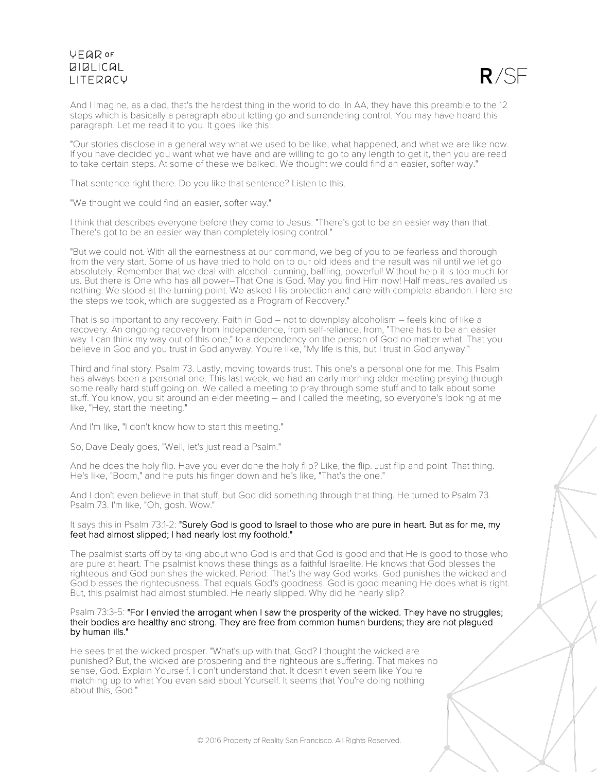And I imagine, as a dad, that's the hardest thing in the world to do. In AA, they have this preamble to the 12 steps which is basically a paragraph about letting go and surrendering control. You may have heard this paragraph. Let me read it to you. It goes like this:

"Our stories disclose in a general way what we used to be like, what happened, and what we are like now. If you have decided you want what we have and are willing to go to any length to get it, then you are read to take certain steps. At some of these we balked. We thought we could find an easier, softer way."

That sentence right there. Do you like that sentence? Listen to this.

"We thought we could find an easier, softer way."

I think that describes everyone before they come to Jesus. "There's got to be an easier way than that. There's got to be an easier way than completely losing control."

"But we could not. With all the earnestness at our command, we beg of you to be fearless and thorough from the very start. Some of us have tried to hold on to our old ideas and the result was nil until we let go absolutely. Remember that we deal with alcohol–cunning, baffling, powerful! Without help it is too much for us. But there is One who has all power–That One is God. May you find Him now! Half measures availed us nothing. We stood at the turning point. We asked His protection and care with complete abandon. Here are the steps we took, which are suggested as a Program of Recovery."

That is so important to any recovery. Faith in God – not to downplay alcoholism – feels kind of like a recovery. An ongoing recovery from Independence, from self-reliance, from, "There has to be an easier way. I can think my way out of this one," to a dependency on the person of God no matter what. That you believe in God and you trust in God anyway. You're like, "My life is this, but I trust in God anyway."

Third and final story. Psalm 73. Lastly, moving towards trust. This one's a personal one for me. This Psalm has always been a personal one. This last week, we had an early morning elder meeting praying through some really hard stuff going on. We called a meeting to pray through some stuff and to talk about some stuff. You know, you sit around an elder meeting – and I called the meeting, so everyone's looking at me like, "Hey, start the meeting."

And I'm like, "I don't know how to start this meeting."

So, Dave Dealy goes, "Well, let's just read a Psalm."

And he does the holy flip. Have you ever done the holy flip? Like, the flip. Just flip and point. That thing. He's like, "Boom," and he puts his finger down and he's like, "That's the one."

And I don't even believe in that stuff, but God did something through that thing. He turned to Psalm 73. Psalm 73. I'm like, "Oh, gosh. Wow."

It says this in Psalm 73:1-2: **"Surely God is good to Israel to those who are pure in heart. But as for me, my feet had almost slipped; I had nearly lost my foothold."**

The psalmist starts off by talking about who God is and that God is good and that He is good to those who are pure at heart. The psalmist knows these things as a faithful Israelite. He knows that God blesses the righteous and God punishes the wicked. Period. That's the way God works. God punishes the wicked and God blesses the righteousness. That equals God's goodness. God is good meaning He does what is right. But, this psalmist had almost stumbled. He nearly slipped. Why did he nearly slip?

Psalm 73:3-5: **"For I envied the arrogant when I saw the prosperity of the wicked. They have no struggles; their bodies are healthy and strong. They are free from common human burdens; they are not plagued by human ills."**

He sees that the wicked prosper. "What's up with that, God? I thought the wicked are punished? But, the wicked are prospering and the righteous are suffering. That makes no sense, God. Explain Yourself. I don't understand that. It doesn't even seem like You're matching up to what You even said about Yourself. It seems that You're doing nothing about this, God."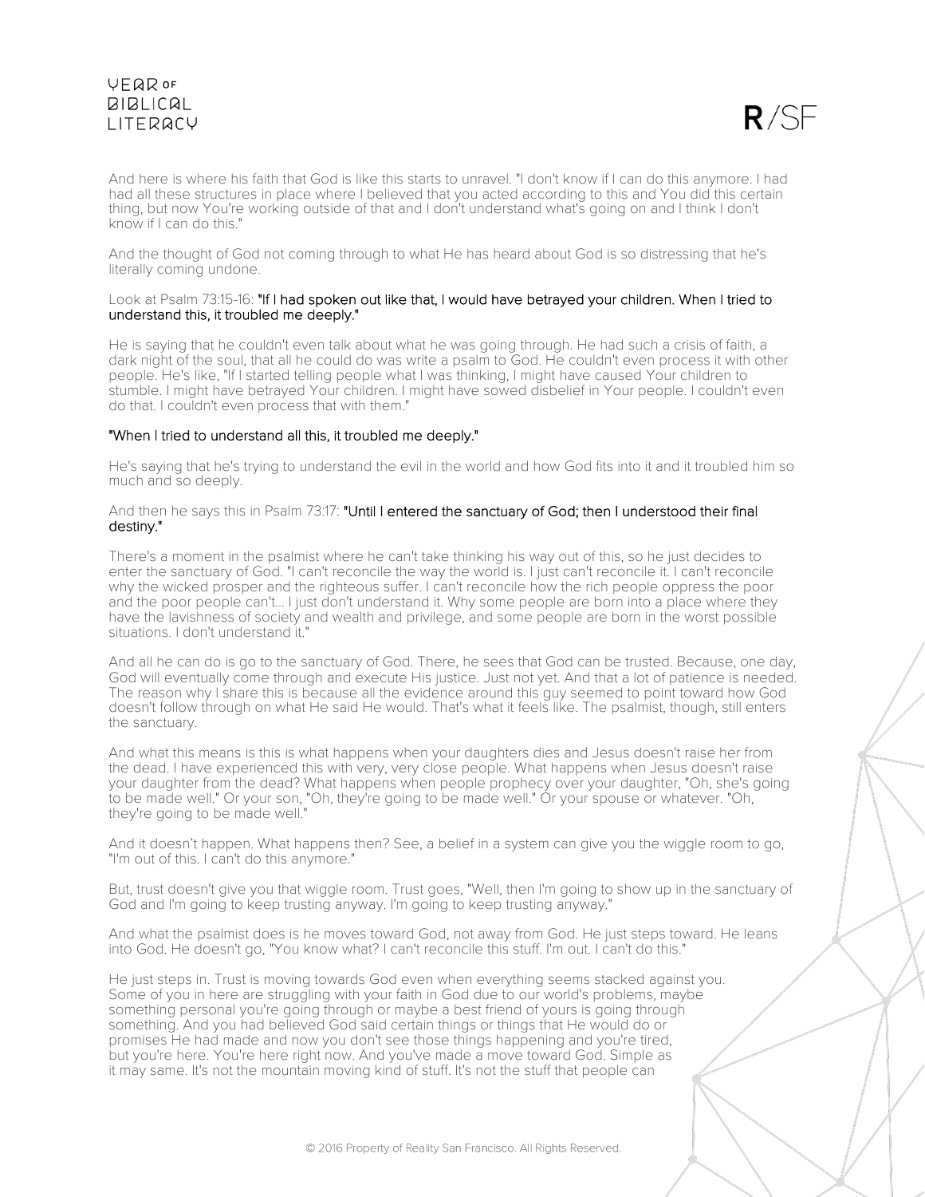And here is where his faith that God is like this starts to unravel. "I don't know if I can do this anymore. I had had all these structures in place where I believed that you acted according to this and You did this certain thing, but now You're working outside of that and I don't understand what's going on and I think I don't know if I can do this."

And the thought of God not coming through to what He has heard about God is so distressing that he's literally coming undone.

Look at Psalm 73:15-16: **"If I had spoken out like that, I would have betrayed your children. When I tried to understand this, it troubled me deeply."**

He is saying that he couldn't even talk about what he was going through. He had such a crisis of faith, a dark night of the soul, that all he could do was write a psalm to God. He couldn't even process it with other people. He's like, "If I started telling people what I was thinking, I might have caused Your children to stumble. I might have betrayed Your children. I might have sowed disbelief in Your people. I couldn't even do that. I couldn't even process that with them."

**"When I tried to understand all this, it troubled me deeply."**

He's saying that he's trying to understand the evil in the world and how God fits into it and it troubled him so much and so deeply.

And then he says this in Psalm 73:17: **"Until I entered the sanctuary of God; then I understood their final destiny."**

There's a moment in the psalmist where he can't take thinking his way out of this, so he just decides to enter the sanctuary of God. "I can't reconcile the way the world is. I just can't reconcile it. I can't reconcile why the wicked prosper and the righteous suffer. I can't reconcile how the rich people oppress the poor and the poor people can't... I just don't understand it. Why some people are born into a place where they have the lavishness of society and wealth and privilege, and some people are born in the worst possible situations. I don't understand it."

And all he can do is go to the sanctuary of God. There, he sees that God can be trusted. Because, one day, God will eventually come through and execute His justice. Just not yet. And that a lot of patience is needed. The reason why I share this is because all the evidence around this guy seemed to point toward how God doesn't follow through on what He said He would. That's what it feels like. The psalmist, though, still enters the sanctuary.

And what this means is this is what happens when your daughters dies and Jesus doesn't raise her from the dead. I have experienced this with very, very close people. What happens when Jesus doesn't raise your daughter from the dead? What happens when people prophecy over your daughter, "Oh, she's going to be made well." Or your son, "Oh, they're going to be made well." Or your spouse or whatever. "Oh, they're going to be made well."

And it doesn't happen. What happens then? See, a belief in a system can give you the wiggle room to go, "I'm out of this. I can't do this anymore."

But, trust doesn't give you that wiggle room. Trust goes, "Well, then I'm going to show up in the sanctuary of God and I'm going to keep trusting anyway. I'm going to keep trusting anyway."

And what the psalmist does is he moves toward God, not away from God. He just steps toward. He leans into God. He doesn't go, "You know what? I can't reconcile this stuff. I'm out. I can't do this."

He just steps in. Trust is moving towards God even when everything seems stacked against you. Some of you in here are struggling with your faith in God due to our world's problems, maybe something personal you're going through or maybe a best friend of yours is going through something. And you had believed God said certain things or things that He would do or promises He had made and now you don't see those things happening and you're tired, but you're here. You're here right now. And you've made a move toward God. Simple as it may same. It's not the mountain moving kind of stuff. It's not the stuff that people can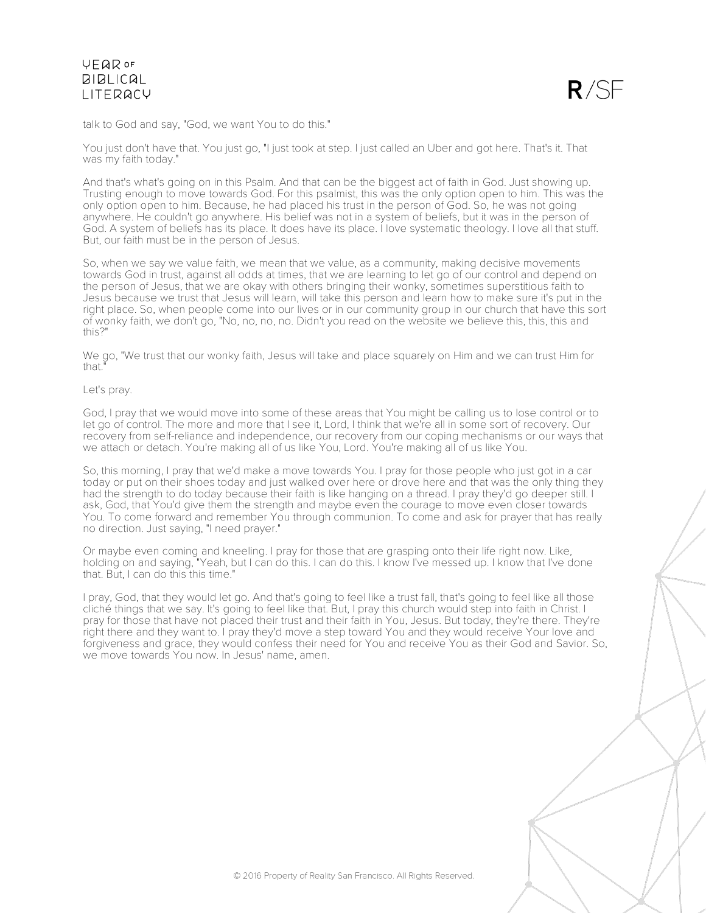talk to God and say, "God, we want You to do this."

You just don't have that. You just go, "I just took at step. I just called an Uber and got here. That's it. That was my faith today."

And that's what's going on in this Psalm. And that can be the biggest act of faith in God. Just showing up. Trusting enough to move towards God. For this psalmist, this was the only option open to him. This was the only option open to him. Because, he had placed his trust in the person of God. So, he was not going anywhere. He couldn't go anywhere. His belief was not in a system of beliefs, but it was in the person of God. A system of beliefs has its place. It does have its place. I love systematic theology. I love all that stuff. But, our faith must be in the person of Jesus.

So, when we say we value faith, we mean that we value, as a community, making decisive movements towards God in trust, against all odds at times, that we are learning to let go of our control and depend on the person of Jesus, that we are okay with others bringing their wonky, sometimes superstitious faith to Jesus because we trust that Jesus will learn, will take this person and learn how to make sure it's put in the right place. So, when people come into our lives or in our community group in our church that have this sort of wonky faith, we don't go, "No, no, no, no. Didn't you read on the website we believe this, this, this and this?"

We go, "We trust that our wonky faith, Jesus will take and place squarely on Him and we can trust Him for that."

Let's pray.

God, I pray that we would move into some of these areas that You might be calling us to lose control or to let go of control. The more and more that I see it, Lord, I think that we're all in some sort of recovery. Our recovery from self-reliance and independence, our recovery from our coping mechanisms or our ways that we attach or detach. You're making all of us like You, Lord. You're making all of us like You.

So, this morning, I pray that we'd make a move towards You. I pray for those people who just got in a car today or put on their shoes today and just walked over here or drove here and that was the only thing they had the strength to do today because their faith is like hanging on a thread. I pray they'd go deeper still. I ask, God, that You'd give them the strength and maybe even the courage to move even closer towards You. To come forward and remember You through communion. To come and ask for prayer that has really no direction. Just saying, "I need prayer."

Or maybe even coming and kneeling. I pray for those that are grasping onto their life right now. Like, holding on and saying, "Yeah, but I can do this. I can do this. I know I've messed up. I know that I've done that. But, I can do this this time."

I pray, God, that they would let go. And that's going to feel like a trust fall, that's going to feel like all those cliché things that we say. It's going to feel like that. But, I pray this church would step into faith in Christ. I pray for those that have not placed their trust and their faith in You, Jesus. But today, they're there. They're right there and they want to. I pray they'd move a step toward You and they would receive Your love and forgiveness and grace, they would confess their need for You and receive You as their God and Savior. So, we move towards You now. In Jesus' name, amen.